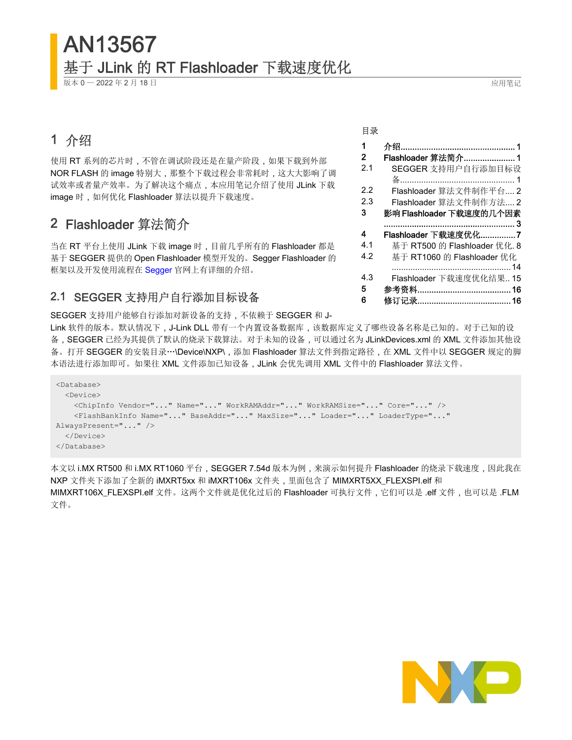# AN13567

## 基于 JLink 的 RT Flashloader 下载速度优化

版本 0 — 2022 年 2 月 18 日

应用笔记

目录

| | | |
|---|---|---|
| 1 | 介绍 | 1 |
| 2 | Flashloader 算法简介 | 1 |
| 2.1 | SEGGER 支持用户自行添加目标设备 | 1 |
| 2.2 | Flashloader 算法文件制作平台 | 2 |
| 2.3 | Flashloader 算法文件制作方法 | 2 |
| 3 | 影响 Flashloader 下载速度的几个因素 | 3 |
| 4 | Flashloader 下载速度优化 | 7 |
| 4.1 | 基于 RT500 的 Flashloader 优化 | 8 |
| 4.2 | 基于 RT1060 的 Flashloader 优化 | 14 |
| 4.3 | Flashloader 下载速度优化结果 | 15 |
| 5 | 参考资料 | 16 |
| 6 | 修订记录 | 16 |

## 1 介绍

使用 RT 系列的芯片时，不管在调试阶段还是在量产阶段，如果下载到外部 NOR FLASH 的 image 特别大，那整个下载过程会非常耗时，这大大影响了调试效率或者量产效率。为了解决这个痛点，本应用笔记介绍了使用 JLink 下载 image 时，如何优化 Flashloader 算法以提升下载速度。

## 2 Flashloader 算法简介

当在 RT 平台上使用 JLink 下载 image 时，目前几乎所有的 Flashloader 都是基于 SEGGER 提供的 Open Flashloader 模型开发的。Segger Flashloader 的框架以及开发使用流程在 Segger 官网上有详细的介绍。

### 2.1 SEGGER 支持用户自行添加目标设备

SEGGER 支持用户能够自行添加对新设备的支持，不依赖于 SEGGER 和 J-Link 软件的版本。默认情况下，J-Link DLL 带有一个内置设备数据库，该数据库定义了哪些设备名称是已知的。对于已知的设备，SEGGER 已经为其提供了默认的烧录下载算法。对于未知的设备，可以通过名为 JLinkDevices.xml 的 XML 文件添加其他设备。打开 SEGGER 的安装目录…\Device\NXP\，添加 Flashloader 算法文件到指定路径，在 XML 文件中以 SEGGER 规定的脚本语法进行添加即可。如果往 XML 文件添加已知设备，JLink 会优先调用 XML 文件中的 Flashloader 算法文件。

```
<Database>
  <Device>
    <ChipInfo Vendor="..." Name="..." WorkRAMAddr="..." WorkRAMSize="..." Core="..." />
    <FlashBankInfo Name="..." BaseAddr="..." MaxSize="..." Loader="..." LoaderType="..."
AlwaysPresent="..." />
  </Device>
</Database>
```

本文以 i.MX RT500 和 i.MX RT1060 平台，SEGGER 7.54d 版本为例，来演示如何提升 Flashloader 的烧录下载速度，因此我在 NXP 文件夹下添加了全新的 iMXRT5xx 和 iMXRT106x 文件夹，里面包含了 MIMXRT5XX_FLEXSPI.elf 和 MIMXRT106X_FLEXSPI.elf 文件。这两个文件就是优化过后的 Flashloader 可执行文件，它们可以是 .elf 文件，也可以是 .FLM 文件。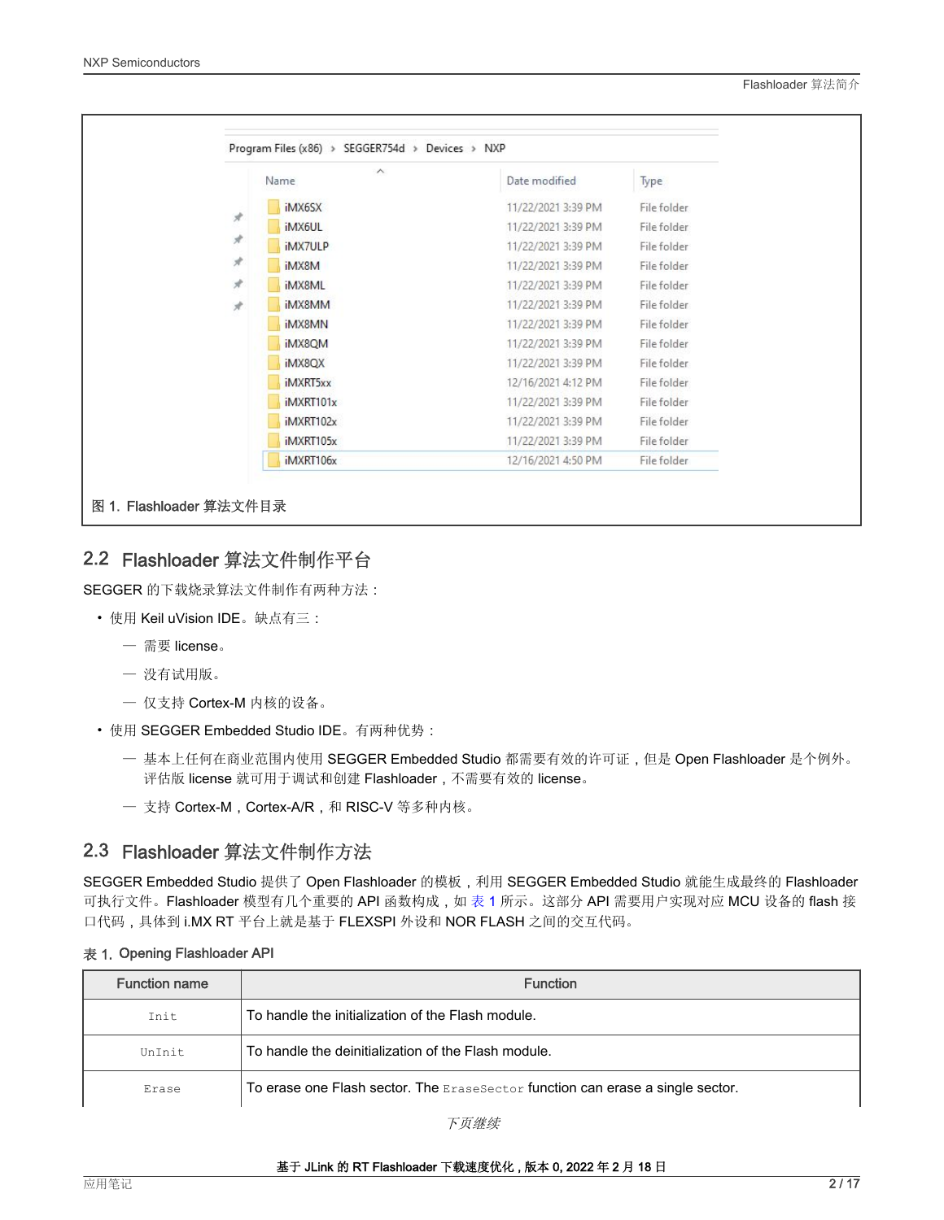图 1. Flashloader 算法文件目录

## 2.2 Flashloader 算法文件制作平台

SEGGER 的下载烧录算法文件制作有两种方法：

- 使用 Keil uVision IDE。缺点有三：
  - 需要 license。
  - 没有试用版。
  - 仅支持 Cortex-M 内核的设备。
- 使用 SEGGER Embedded Studio IDE。有两种优势：
  - 基本上任何在商业范围内使用 SEGGER Embedded Studio 都需要有效的许可证，但是 Open Flashloader 是个例外。评估版 license 就可用于调试和创建 Flashloader，不需要有效的 license。
  - 支持 Cortex-M，Cortex-A/R，和 RISC-V 等多种内核。

## 2.3 Flashloader 算法文件制作方法

SEGGER Embedded Studio 提供了 Open Flashloader 的模板，利用 SEGGER Embedded Studio 就能生成最终的 Flashloader 可执行文件。Flashloader 模型有几个重要的 API 函数构成，如 表 1 所示。这部分 API 需要用户实现对应 MCU 设备的 flash 接口代码，具体到 i.MX RT 平台上就是基于 FLEXSPI 外设和 NOR FLASH 之间的交互代码。

表 1. Opening Flashloader API

| Function name | Function |
| --- | --- |
| `Init` | To handle the initialization of the Flash module. |
| `UnInit` | To handle the deinitialization of the Flash module. |
| `Erase` | To erase one Flash sector. The `EraseSector` function can erase a single sector. |

*下页继续*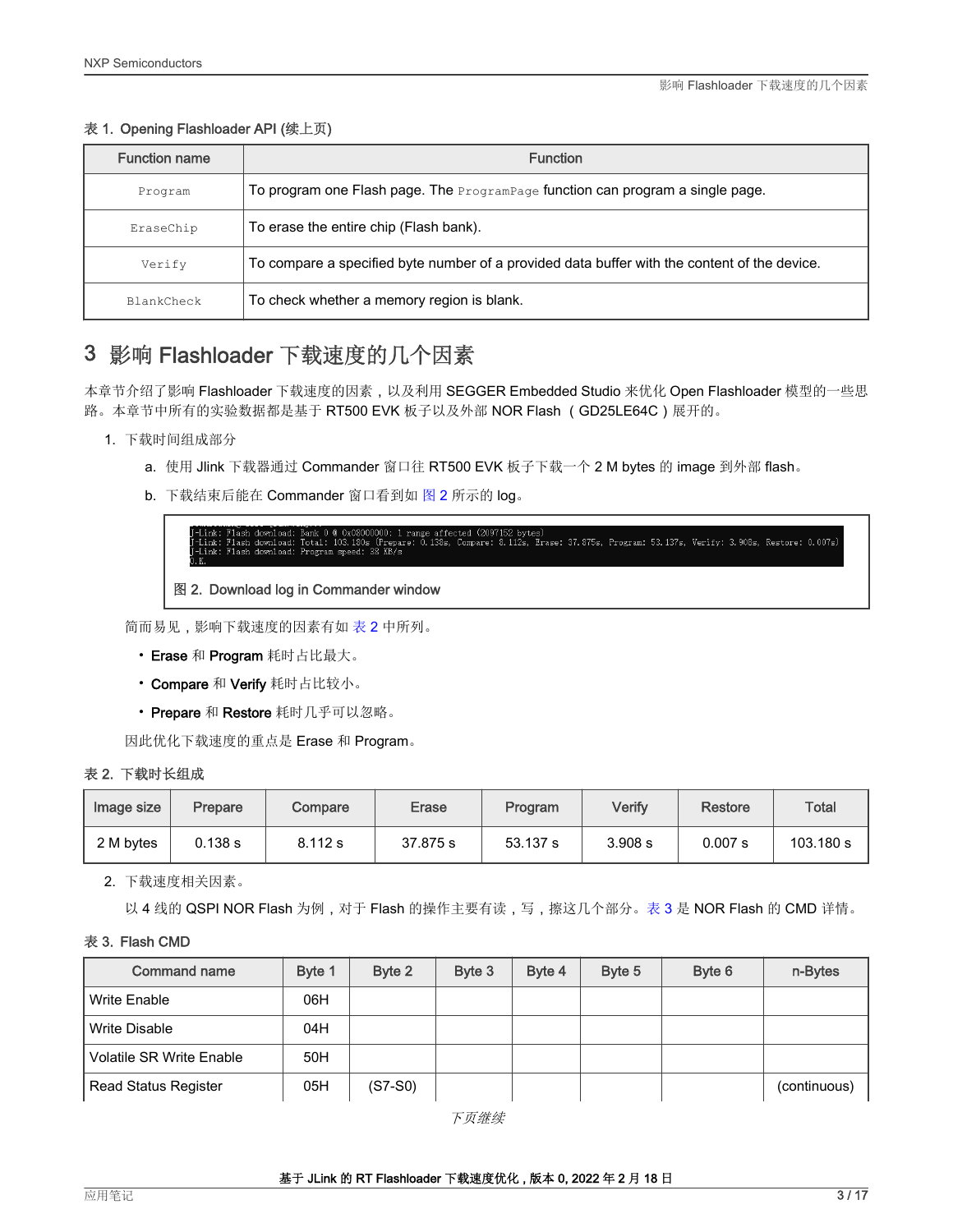表 1. Opening Flashloader API (续上页)

| Function name | Function |
|---|---|
| Program | To program one Flash page. The ProgramPage function can program a single page. |
| EraseChip | To erase the entire chip (Flash bank). |
| Verify | To compare a specified byte number of a provided data buffer with the content of the device. |
| BlankCheck | To check whether a memory region is blank. |

## 3 影响 Flashloader 下载速度的几个因素

本章节介绍了影响 Flashloader 下载速度的因素，以及利用 SEGGER Embedded Studio 来优化 Open Flashloader 模型的一些思路。本章节中所有的实验数据都是基于 RT500 EVK 板子以及外部 NOR Flash（GD25LE64C）展开的。

1. 下载时间组成部分
   a. 使用 Jlink 下载器通过 Commander 窗口往 RT500 EVK 板子下载一个 2 M bytes 的 image 到外部 flash。
   b. 下载结束后能在 Commander 窗口看到如 图 2 所示的 log。

```
J-Link: Flash download: Bank 0 @ 0x08000000: 1 range affected (2097152 bytes)
J-Link: Flash download: Total: 103.180s (Prepare: 0.138s, Compare: 8.112s, Erase: 37.875s, Program: 53.137s, Verify: 3.908s, Restore: 0.007s)
J-Link: Flash download: Program speed: 38 KB/s
O.K.
```

图 2. Download log in Commander window

简而易见，影响下载速度的因素有如 表 2 中所列。

- **Erase** 和 **Program** 耗时占比最大。
- **Compare** 和 **Verify** 耗时占比较小。
- **Prepare** 和 **Restore** 耗时几乎可以忽略。

因此优化下载速度的重点是 Erase 和 Program。

表 2. 下载时长组成

| Image size | Prepare | Compare | Erase | Program | Verify | Restore | Total |
|---|---|---|---|---|---|---|---|
| 2 M bytes | 0.138 s | 8.112 s | 37.875 s | 53.137 s | 3.908 s | 0.007 s | 103.180 s |

2. 下载速度相关因素。

   以 4 线的 QSPI NOR Flash 为例，对于 Flash 的操作主要有读，写，擦这几个部分。表 3 是 NOR Flash 的 CMD 详情。

表 3. Flash CMD

| Command name | Byte 1 | Byte 2 | Byte 3 | Byte 4 | Byte 5 | Byte 6 | n-Bytes |
|---|---|---|---|---|---|---|---|
| Write Enable | 06H | | | | | | |
| Write Disable | 04H | | | | | | |
| Volatile SR Write Enable | 50H | | | | | | |
| Read Status Register | 05H | (S7-S0) | | | | | (continuous) |

*下页继续*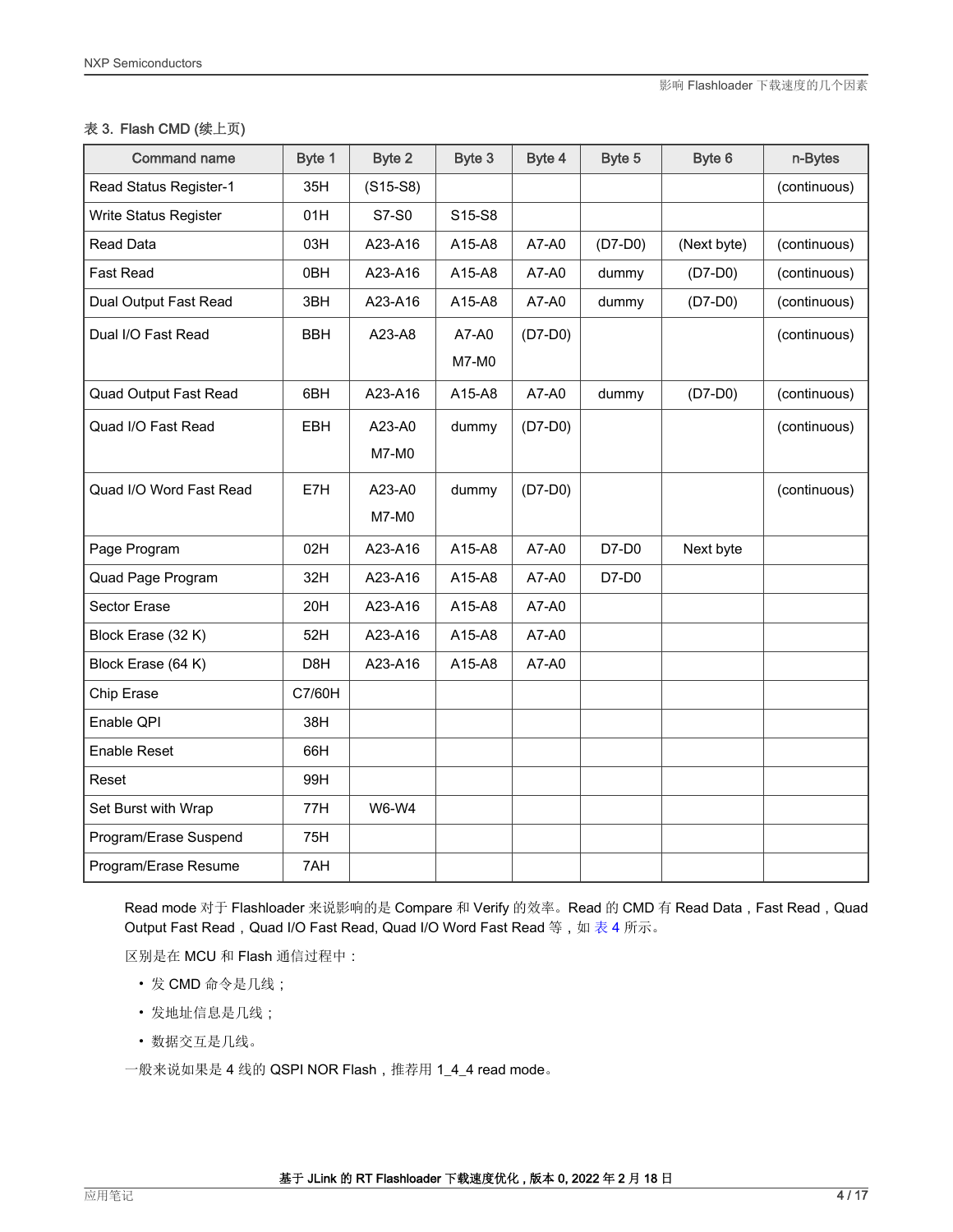表 3. Flash CMD (续上页)

| Command name | Byte 1 | Byte 2 | Byte 3 | Byte 4 | Byte 5 | Byte 6 | n-Bytes |
|---|---|---|---|---|---|---|---|
| Read Status Register-1 | 35H | (S15-S8) | | | | | (continuous) |
| Write Status Register | 01H | S7-S0 | S15-S8 | | | | |
| Read Data | 03H | A23-A16 | A15-A8 | A7-A0 | (D7-D0) | (Next byte) | (continuous) |
| Fast Read | 0BH | A23-A16 | A15-A8 | A7-A0 | dummy | (D7-D0) | (continuous) |
| Dual Output Fast Read | 3BH | A23-A16 | A15-A8 | A7-A0 | dummy | (D7-D0) | (continuous) |
| Dual I/O Fast Read | BBH | A23-A8 | A7-A0 M7-M0 | (D7-D0) | | | (continuous) |
| Quad Output Fast Read | 6BH | A23-A16 | A15-A8 | A7-A0 | dummy | (D7-D0) | (continuous) |
| Quad I/O Fast Read | EBH | A23-A0 M7-M0 | dummy | (D7-D0) | | | (continuous) |
| Quad I/O Word Fast Read | E7H | A23-A0 M7-M0 | dummy | (D7-D0) | | | (continuous) |
| Page Program | 02H | A23-A16 | A15-A8 | A7-A0 | D7-D0 | Next byte | |
| Quad Page Program | 32H | A23-A16 | A15-A8 | A7-A0 | D7-D0 | | |
| Sector Erase | 20H | A23-A16 | A15-A8 | A7-A0 | | | |
| Block Erase (32 K) | 52H | A23-A16 | A15-A8 | A7-A0 | | | |
| Block Erase (64 K) | D8H | A23-A16 | A15-A8 | A7-A0 | | | |
| Chip Erase | C7/60H | | | | | | |
| Enable QPI | 38H | | | | | | |
| Enable Reset | 66H | | | | | | |
| Reset | 99H | | | | | | |
| Set Burst with Wrap | 77H | W6-W4 | | | | | |
| Program/Erase Suspend | 75H | | | | | | |
| Program/Erase Resume | 7AH | | | | | | |

Read mode 对于 Flashloader 来说影响的是 Compare 和 Verify 的效率。Read 的 CMD 有 Read Data，Fast Read，Quad Output Fast Read，Quad I/O Fast Read, Quad I/O Word Fast Read 等，如 表 4 所示。

区别是在 MCU 和 Flash 通信过程中：

- 发 CMD 命令是几线；
- 发地址信息是几线；
- 数据交互是几线。

一般来说如果是 4 线的 QSPI NOR Flash，推荐用 1_4_4 read mode。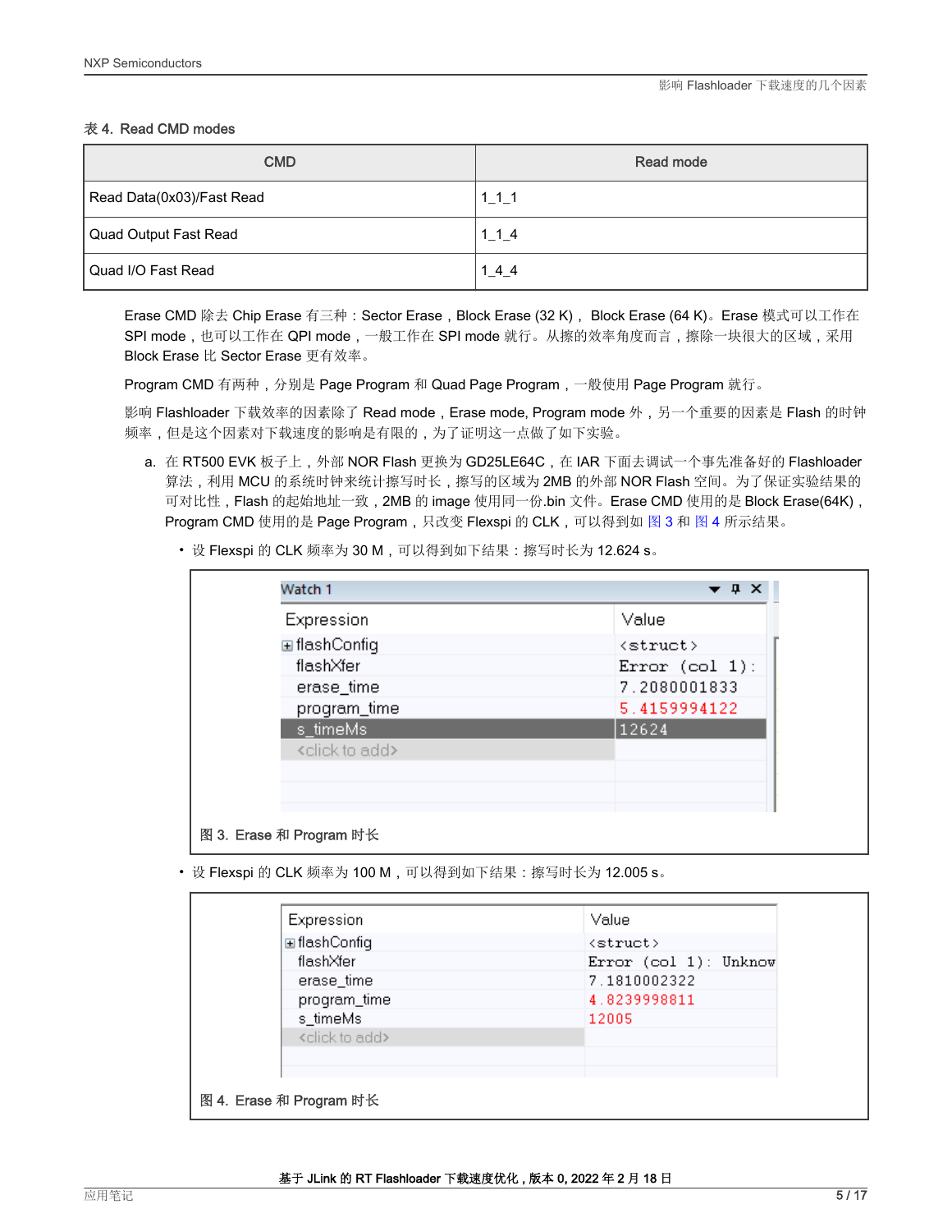表 4. Read CMD modes

| CMD | Read mode |
| --- | --- |
| Read Data(0x03)/Fast Read | 1_1_1 |
| Quad Output Fast Read | 1_1_4 |
| Quad I/O Fast Read | 1_4_4 |

Erase CMD 除去 Chip Erase 有三种：Sector Erase，Block Erase (32 K)， Block Erase (64 K)。Erase 模式可以工作在 SPI mode，也可以工作在 QPI mode，一般工作在 SPI mode 就行。从擦的效率角度而言，擦除一块很大的区域，采用 Block Erase 比 Sector Erase 更有效率。

Program CMD 有两种，分别是 Page Program 和 Quad Page Program，一般使用 Page Program 就行。

影响 Flashloader 下载效率的因素除了 Read mode，Erase mode, Program mode 外，另一个重要的因素是 Flash 的时钟频率，但是这个因素对下载速度的影响是有限的，为了证明这一点做了如下实验。

a. 在 RT500 EVK 板子上，外部 NOR Flash 更换为 GD25LE64C，在 IAR 下面去调试一个事先准备好的 Flashloader 算法，利用 MCU 的系统时钟来统计擦写时长，擦写的区域为 2MB 的外部 NOR Flash 空间。为了保证实验结果的可对比性，Flash 的起始地址一致，2MB 的 image 使用同一份.bin 文件。Erase CMD 使用的是 Block Erase(64K)，Program CMD 使用的是 Page Program，只改变 Flexspi 的 CLK，可以得到如 图 3 和 图 4 所示结果。

- 设 Flexspi 的 CLK 频率为 30 M，可以得到如下结果：擦写时长为 12.624 s。

Watch 1

| Expression | Value |
| --- | --- |
| ⊞flashConfig | <struct> |
| flashXfer | Error (col 1): |
| erase_time | 7.2080001833 |
| program_time | 5.4159994122 |
| s_timeMs | 12624 |
| <click to add> | |

图 3. Erase 和 Program 时长

- 设 Flexspi 的 CLK 频率为 100 M，可以得到如下结果：擦写时长为 12.005 s。

| Expression | Value |
| --- | --- |
| ⊞flashConfig | <struct> |
| flashXfer | Error (col 1): Unknow |
| erase_time | 7.1810002322 |
| program_time | 4.8239998811 |
| s_timeMs | 12005 |
| <click to add> | |

图 4. Erase 和 Program 时长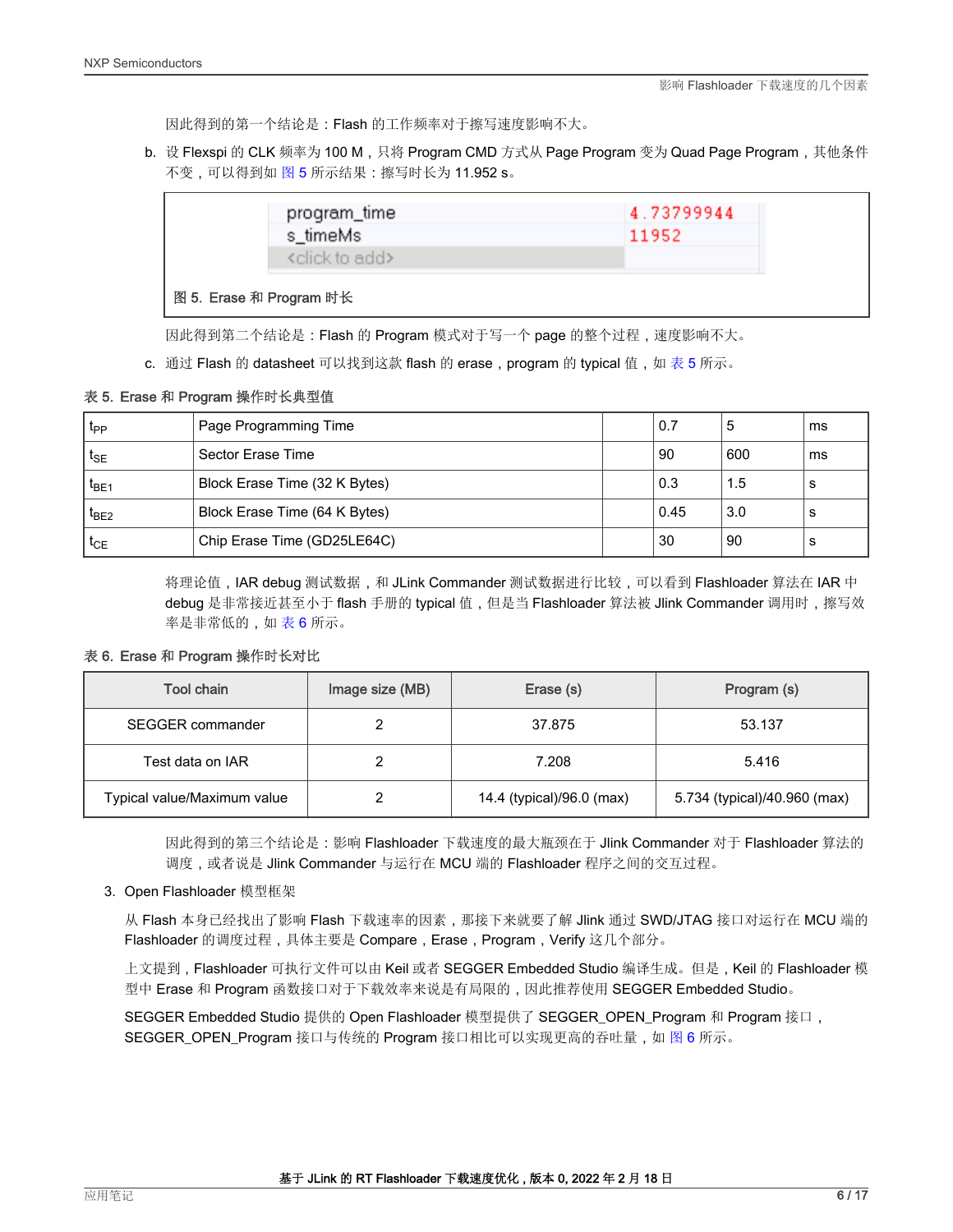因此得到的第一个结论是：Flash 的工作频率对于擦写速度影响不大。

b. 设 Flexspi 的 CLK 频率为 100 M，只将 Program CMD 方式从 Page Program 变为 Quad Page Program，其他条件不变，可以得到如 图 5 所示结果：擦写时长为 11.952 s。

| | |
|---|---|
| program_time | 4.73799944 |
| s_timeMs | 11952 |
| <click to add> | |

图 5. Erase 和 Program 时长

因此得到第二个结论是：Flash 的 Program 模式对于写一个 page 的整个过程，速度影响不大。

c. 通过 Flash 的 datasheet 可以找到这款 flash 的 erase，program 的 typical 值，如 表 5 所示。

表 5. Erase 和 Program 操作时长典型值

| | | | | | |
|---|---|---|---|---|---|
| $t_{PP}$ | Page Programming Time | | 0.7 | 5 | ms |
| $t_{SE}$ | Sector Erase Time | | 90 | 600 | ms |
| $t_{BE1}$ | Block Erase Time (32 K Bytes) | | 0.3 | 1.5 | s |
| $t_{BE2}$ | Block Erase Time (64 K Bytes) | | 0.45 | 3.0 | s |
| $t_{CE}$ | Chip Erase Time (GD25LE64C) | | 30 | 90 | s |

将理论值，IAR debug 测试数据，和 JLink Commander 测试数据进行比较，可以看到 Flashloader 算法在 IAR 中 debug 是非常接近甚至小于 flash 手册的 typical 值，但是当 Flashloader 算法被 Jlink Commander 调用时，擦写效率是非常低的，如 表 6 所示。

表 6. Erase 和 Program 操作时长对比

| Tool chain | Image size (MB) | Erase (s) | Program (s) |
|---|---|---|---|
| SEGGER commander | 2 | 37.875 | 53.137 |
| Test data on IAR | 2 | 7.208 | 5.416 |
| Typical value/Maximum value | 2 | 14.4 (typical)/96.0 (max) | 5.734 (typical)/40.960 (max) |

因此得到的第三个结论是：影响 Flashloader 下载速度的最大瓶颈在于 Jlink Commander 对于 Flashloader 算法的调度，或者说是 Jlink Commander 与运行在 MCU 端的 Flashloader 程序之间的交互过程。

3. Open Flashloader 模型框架

从 Flash 本身已经找出了影响 Flash 下载速率的因素，那接下来就要了解 Jlink 通过 SWD/JTAG 接口对运行在 MCU 端的 Flashloader 的调度过程，具体主要是 Compare，Erase，Program，Verify 这几个部分。

上文提到，Flashloader 可执行文件可以由 Keil 或者 SEGGER Embedded Studio 编译生成。但是，Keil 的 Flashloader 模型中 Erase 和 Program 函数接口对于下载效率来说是有局限的，因此推荐使用 SEGGER Embedded Studio。

SEGGER Embedded Studio 提供的 Open Flashloader 模型提供了 SEGGER_OPEN_Program 和 Program 接口，SEGGER_OPEN_Program 接口与传统的 Program 接口相比可以实现更高的吞吐量，如 图 6 所示。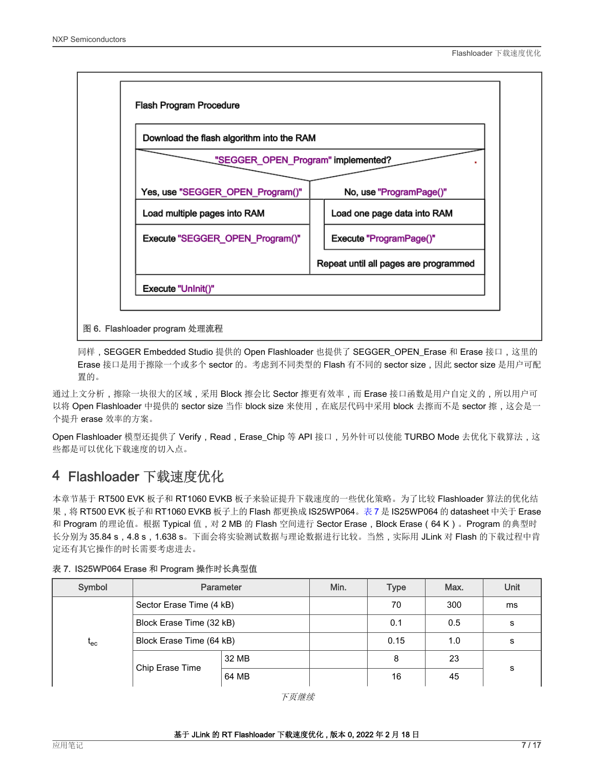Flash Program Procedure

| Download the flash algorithm into the RAM | |
|---|---|
| "SEGGER_OPEN_Program" implemented? | |
| Yes, use "SEGGER_OPEN_Program()" | No, use "ProgramPage()" |
| Load multiple pages into RAM | Load one page data into RAM |
| Execute "SEGGER_OPEN_Program()" | Execute "ProgramPage()" |
| | Repeat until all pages are programmed |
| Execute "UnInit()" | |

图 6. Flashloader program 处理流程

同样，SEGGER Embedded Studio 提供的 Open Flashloader 也提供了 SEGGER_OPEN_Erase 和 Erase 接口，这里的 Erase 接口是用于擦除一个或多个 sector 的。考虑到不同类型的 Flash 有不同的 sector size，因此 sector size 是用户可配置的。

通过上文分析，擦除一块很大的区域，采用 Block 擦会比 Sector 擦更有效率，而 Erase 接口函数是用户自定义的，所以用户可以将 Open Flashloader 中提供的 sector size 当作 block size 来使用，在底层代码中采用 block 去擦而不是 sector 擦，这会是一个提升 erase 效率的方案。

Open Flashloader 模型还提供了 Verify，Read，Erase_Chip 等 API 接口，另外针可以使能 TURBO Mode 去优化下载算法，这些都是可以优化下载速度的切入点。

## 4 Flashloader 下载速度优化

本章节基于 RT500 EVK 板子和 RT1060 EVKB 板子来验证提升下载速度的一些优化策略。为了比较 Flashloader 算法的优化结果，将 RT500 EVK 板子和 RT1060 EVKB 板子上的 Flash 都更换成 IS25WP064。表 7 是 IS25WP064 的 datasheet 中关于 Erase 和 Program 的理论值。根据 Typical 值，对 2 MB 的 Flash 空间进行 Sector Erase，Block Erase（64 K）。Program 的典型时长分别为 35.84 s，4.8 s，1.638 s。下面会将实验测试数据与理论数据进行比较。当然，实际用 JLink 对 Flash 的下载过程中肯定还有其它操作的时长需要考虑进去。

表 7. IS25WP064 Erase 和 Program 操作时长典型值

| Symbol | Parameter | | Min. | Type | Max. | Unit |
|---|---|---|---|---|---|---|
| $t_{ec}$ | Sector Erase Time (4 kB) | | | 70 | 300 | ms |
| | Block Erase Time (32 kB) | | | 0.1 | 0.5 | s |
| | Block Erase Time (64 kB) | | | 0.15 | 1.0 | s |
| | Chip Erase Time | 32 MB | | 8 | 23 | s |
| | | 64 MB | | 16 | 45 | |

*下页继续*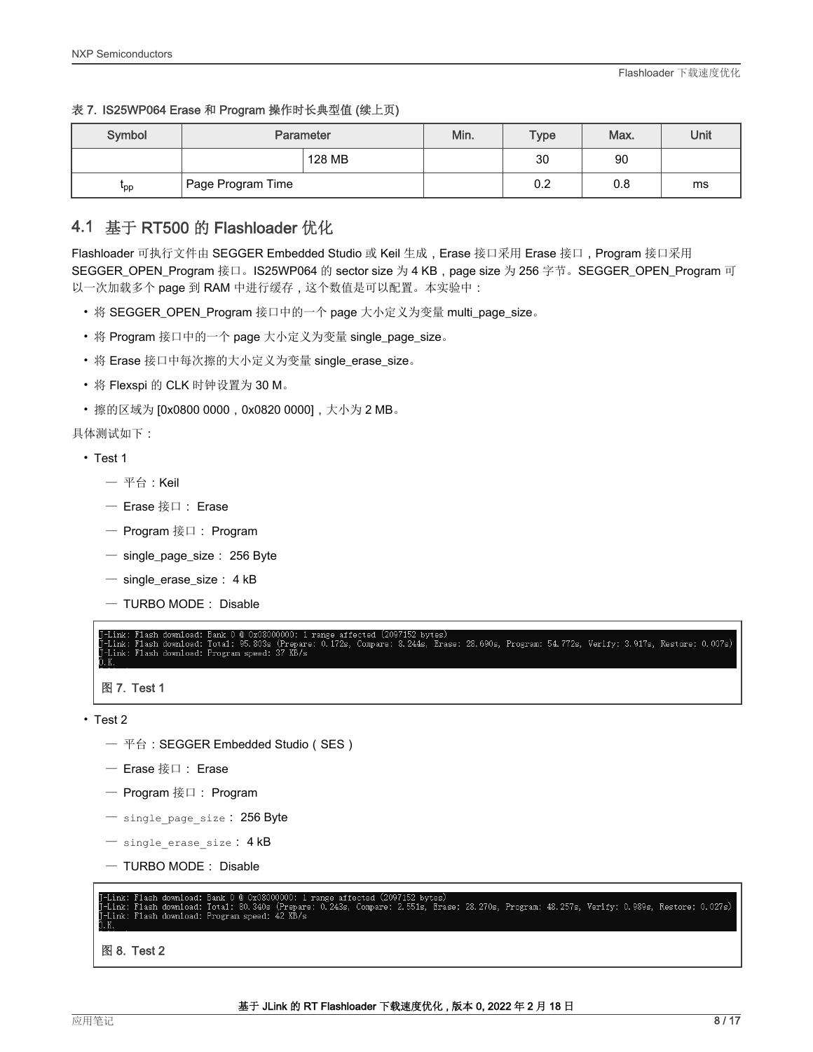表 7. IS25WP064 Erase 和 Program 操作时长典型值 (续上页)

| Symbol | Parameter | | Min. | Type | Max. | Unit |
|---|---|---|---|---|---|---|
| | | 128 MB | | 30 | 90 | |
| $t_{pp}$ | Page Program Time | | | 0.2 | 0.8 | ms |

## 4.1 基于 RT500 的 Flashloader 优化

Flashloader 可执行文件由 SEGGER Embedded Studio 或 Keil 生成，Erase 接口采用 Erase 接口，Program 接口采用 SEGGER_OPEN_Program 接口。IS25WP064 的 sector size 为 4 KB，page size 为 256 字节。SEGGER_OPEN_Program 可以一次加载多个 page 到 RAM 中进行缓存，这个数值是可以配置。本实验中：

- 将 SEGGER_OPEN_Program 接口中的一个 page 大小定义为变量 multi_page_size。
- 将 Program 接口中的一个 page 大小定义为变量 single_page_size。
- 将 Erase 接口中每次擦的大小定义为变量 single_erase_size。
- 将 Flexspi 的 CLK 时钟设置为 30 M。
- 擦的区域为 [0x0800 0000，0x0820 0000]，大小为 2 MB。

具体测试如下：

- Test 1
  - 平台：Keil
  - Erase 接口： Erase
  - Program 接口： Program
  - single_page_size： 256 Byte
  - single_erase_size： 4 kB
  - TURBO MODE： Disable

```
J-Link: Flash download: Bank 0 @ 0x08000000: 1 range affected (2097152 bytes)
J-Link: Flash download: Total: 95.803s (Prepare: 0.172s, Compare: 8.244s, Erase: 28.690s, Program: 54.772s, Verify: 3.917s, Restore: 0.007s)
J-Link: Flash download: Program speed: 37 KB/s
O.K.
```

图 7. Test 1

- Test 2
  - 平台：SEGGER Embedded Studio（SES）
  - Erase 接口： Erase
  - Program 接口： Program
  - single_page_size： 256 Byte
  - single_erase_size： 4 kB
  - TURBO MODE： Disable

```
J-Link: Flash download: Bank 0 @ 0x08000000: 1 range affected (2097152 bytes)
J-Link: Flash download: Total: 80.340s (Prepare: 0.243s, Compare: 2.551s, Erase: 28.270s, Program: 48.257s, Verify: 0.989s, Restore: 0.027s)
J-Link: Flash download: Program speed: 42 KB/s
O.K.
```

图 8. Test 2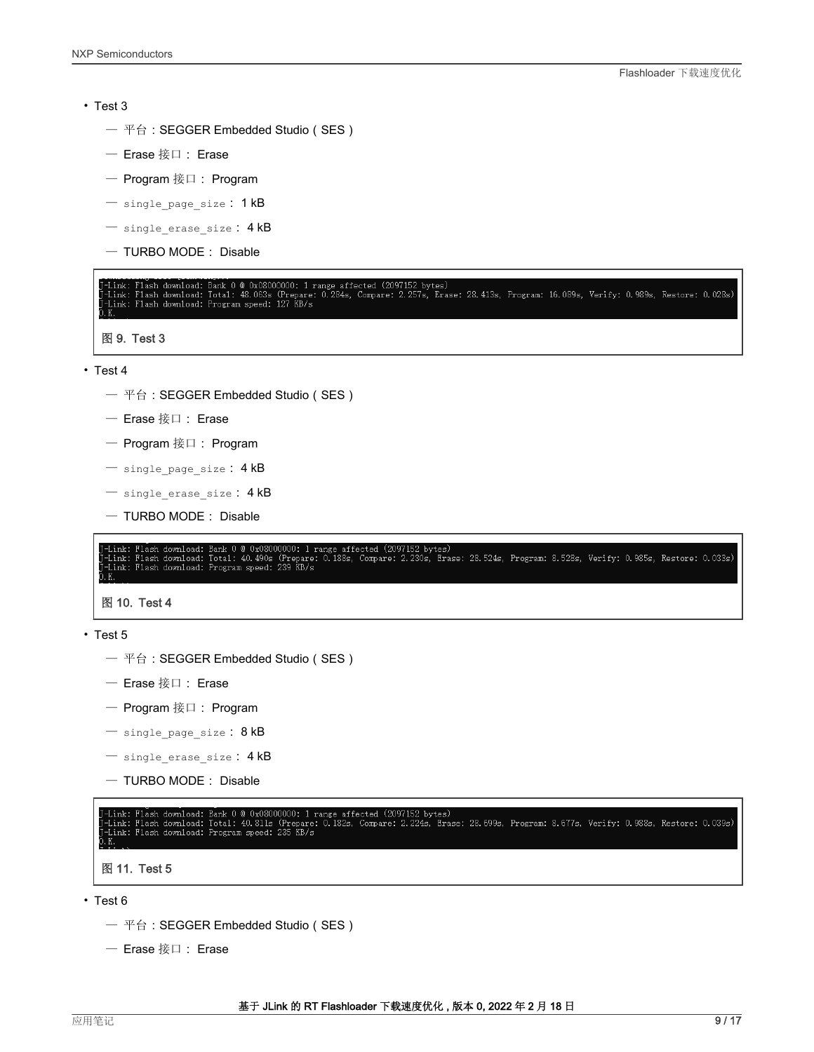- Test 3
  - 平台：SEGGER Embedded Studio（SES）
  - Erase 接口： Erase
  - Program 接口： Program
  - `single_page_size`： 1 kB
  - `single_erase_size`： 4 kB
  - TURBO MODE： Disable

```
J-Link: Flash download: Bank 0 @ 0x08000000: 1 range affected (2097152 bytes)
J-Link: Flash download: Total: 48.063s (Prepare: 0.284s, Compare: 2.257s, Erase: 28.413s, Program: 16.089s, Verify: 0.989s, Restore: 0.028s)
J-Link: Flash download: Program speed: 127 KB/s
O.K.
```

图 9. Test 3

- Test 4
  - 平台：SEGGER Embedded Studio（SES）
  - Erase 接口： Erase
  - Program 接口： Program
  - `single_page_size`： 4 kB
  - `single_erase_size`： 4 kB
  - TURBO MODE： Disable

```
J-Link: Flash download: Bank 0 @ 0x08000000: 1 range affected (2097152 bytes)
J-Link: Flash download: Total: 40.490s (Prepare: 0.188s, Compare: 2.230s, Erase: 28.524s, Program: 8.528s, Verify: 0.985s, Restore: 0.033s)
J-Link: Flash download: Program speed: 239 KB/s
O.K.
```

图 10. Test 4

- Test 5
  - 平台：SEGGER Embedded Studio（SES）
  - Erase 接口： Erase
  - Program 接口： Program
  - `single_page_size`： 8 kB
  - `single_erase_size`： 4 kB
  - TURBO MODE： Disable

```
J-Link: Flash download: Bank 0 @ 0x08000000: 1 range affected (2097152 bytes)
J-Link: Flash download: Total: 40.811s (Prepare: 0.182s, Compare: 2.224s, Erase: 28.699s, Program: 8.677s, Verify: 0.988s, Restore: 0.039s)
J-Link: Flash download: Program speed: 235 KB/s
O.K.
```

图 11. Test 5

- Test 6
  - 平台：SEGGER Embedded Studio（SES）
  - Erase 接口： Erase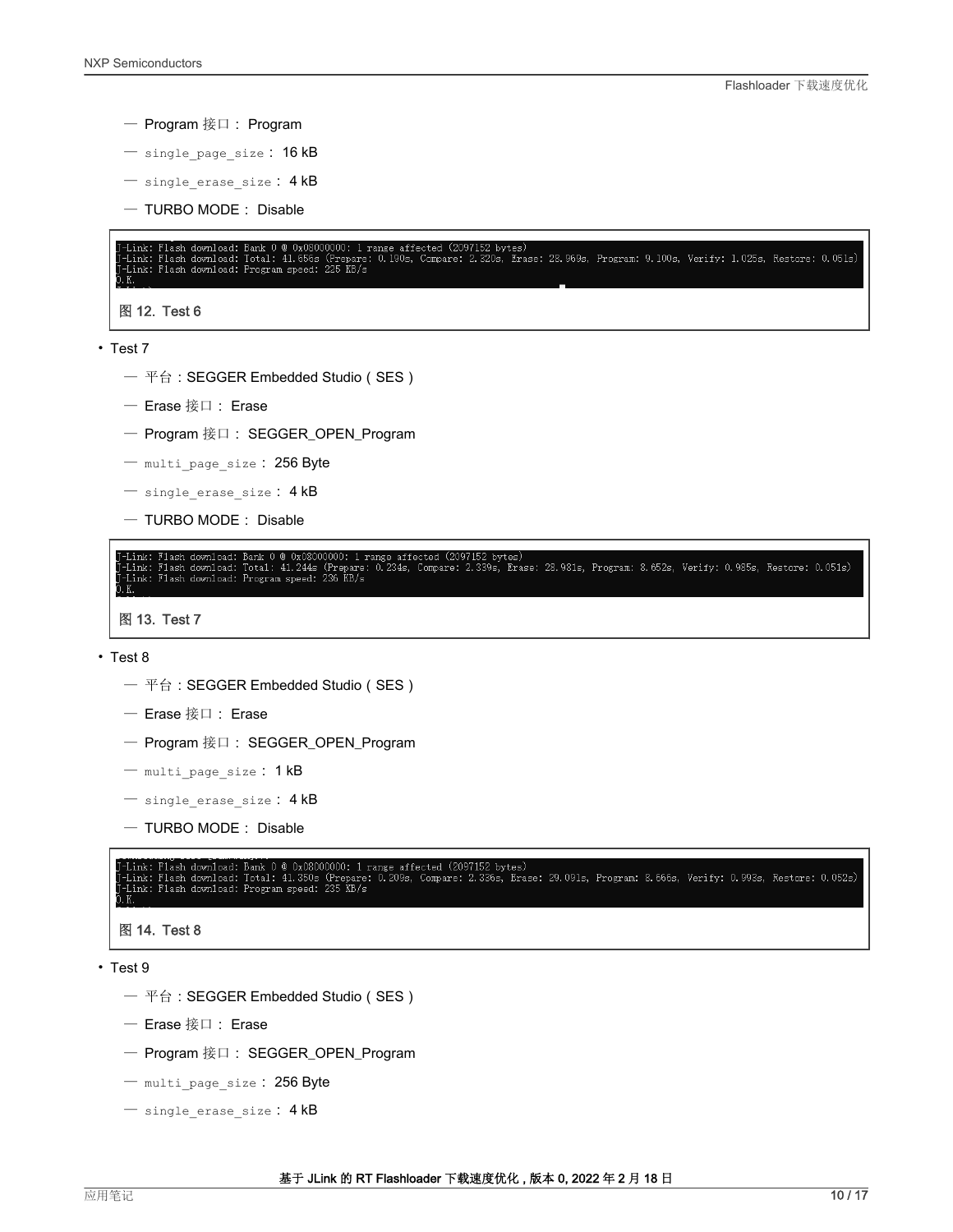- Program 接口： Program
- `single_page_size`： 16 kB
- `single_erase_size`： 4 kB
- TURBO MODE： Disable

```
J-Link: Flash download: Bank 0 @ 0x08000000: 1 range affected (2097152 bytes)
J-Link: Flash download: Total: 41.656s (Prepare: 0.190s, Compare: 2.320s, Erase: 28.969s, Program: 9.100s, Verify: 1.025s, Restore: 0.051s)
J-Link: Flash download: Program speed: 225 KB/s
O.K.
```

图 12. Test 6

- Test 7
  - 平台：SEGGER Embedded Studio（SES）
  - Erase 接口： Erase
  - Program 接口： SEGGER_OPEN_Program
  - `multi_page_size`： 256 Byte
  - `single_erase_size`： 4 kB
  - TURBO MODE： Disable

```
J-Link: Flash download: Bank 0 @ 0x08000000: 1 range affected (2097152 bytes)
J-Link: Flash download: Total: 41.244s (Prepare: 0.234s, Compare: 2.339s, Erase: 28.981s, Program: 8.652s, Verify: 0.985s, Restore: 0.051s)
J-Link: Flash download: Program speed: 236 KB/s
O.K.
```

图 13. Test 7

- Test 8
  - 平台：SEGGER Embedded Studio（SES）
  - Erase 接口： Erase
  - Program 接口： SEGGER_OPEN_Program
  - `multi_page_size`： 1 kB
  - `single_erase_size`： 4 kB
  - TURBO MODE： Disable

```
J-Link: Flash download: Bank 0 @ 0x08000000: 1 range affected (2097152 bytes)
J-Link: Flash download: Total: 41.350s (Prepare: 0.209s, Compare: 2.336s, Erase: 29.091s, Program: 8.666s, Verify: 0.993s, Restore: 0.052s)
J-Link: Flash download: Program speed: 235 KB/s
O.K.
```

图 14. Test 8

- Test 9
  - 平台：SEGGER Embedded Studio（SES）
  - Erase 接口： Erase
  - Program 接口： SEGGER_OPEN_Program
  - `multi_page_size`： 256 Byte
  - `single_erase_size`： 4 kB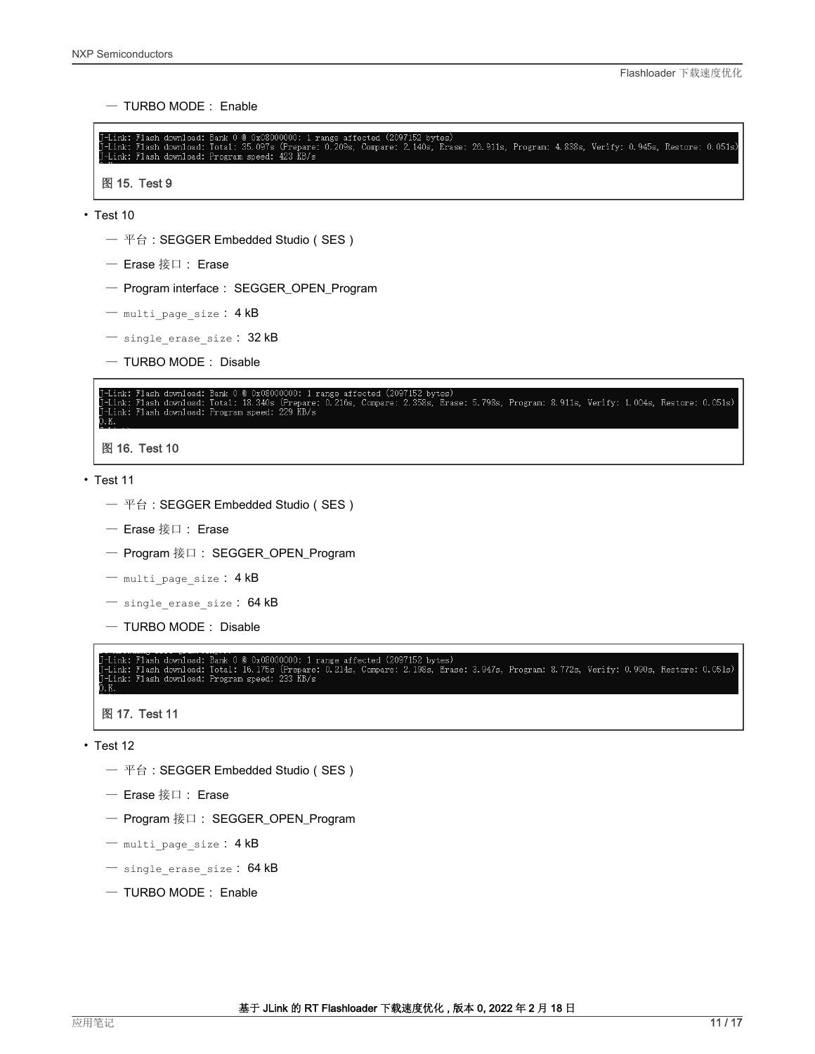— TURBO MODE： Enable

```
J-Link: Flash download: Bank 0 @ 0x08000000: 1 range affected (2097152 bytes)
J-Link: Flash download: Total: 35.087s (Prepare: 0.209s, Compare: 2.140s, Erase: 26.911s, Program: 4.838s, Verify: 0.945s, Restore: 0.051s)
J-Link: Flash download: Program speed: 423 KB/s
```

图 15. Test 9

- Test 10
  - — 平台：SEGGER Embedded Studio（SES）
  - — Erase 接口： Erase
  - — Program interface： SEGGER_OPEN_Program
  - — multi_page_size： 4 kB
  - — single_erase_size： 32 kB
  - — TURBO MODE： Disable

```
J-Link: Flash download: Bank 0 @ 0x08000000: 1 range affected (2097152 bytes)
J-Link: Flash download: Total: 18.340s (Prepare: 0.216s, Compare: 2.358s, Erase: 5.798s, Program: 8.911s, Verify: 1.004s, Restore: 0.051s)
J-Link: Flash download: Program speed: 229 KB/s
O.K.
```

图 16. Test 10

- Test 11
  - — 平台：SEGGER Embedded Studio（SES）
  - — Erase 接口： Erase
  - — Program 接口： SEGGER_OPEN_Program
  - — multi_page_size： 4 kB
  - — single_erase_size： 64 kB
  - — TURBO MODE： Disable

```
J-Link: Flash download: Bank 0 @ 0x08000000: 1 range affected (2097152 bytes)
J-Link: Flash download: Total: 16.175s (Prepare: 0.214s, Compare: 2.198s, Erase: 3.947s, Program: 8.772s, Verify: 0.990s, Restore: 0.051s)
J-Link: Flash download: Program speed: 233 KB/s
O.K.
```

图 17. Test 11

- Test 12
  - — 平台：SEGGER Embedded Studio（SES）
  - — Erase 接口： Erase
  - — Program 接口： SEGGER_OPEN_Program
  - — multi_page_size： 4 kB
  - — single_erase_size： 64 kB
  - — TURBO MODE： Enable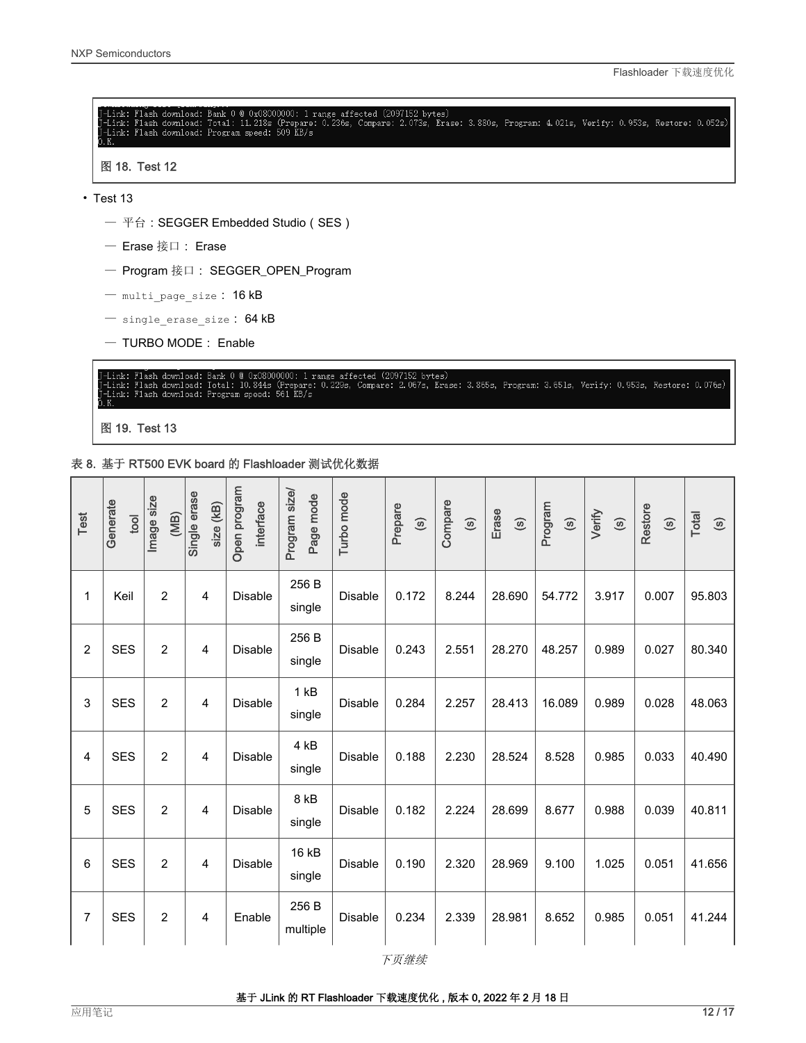```
J-Link: Flash download: Bank 0 @ 0x08000000: 1 range affected (2097152 bytes)
J-Link: Flash download: Total: 11.218s (Prepare: 0.236s, Compare: 2.073s, Erase: 3.880s, Program: 4.021s, Verify: 0.953s, Restore: 0.052s)
J-Link: Flash download: Program speed: 509 KB/s
O.K.
```

图 18. Test 12

- Test 13
  - 平台：SEGGER Embedded Studio（SES）
  - Erase 接口： Erase
  - Program 接口： SEGGER_OPEN_Program
  - multi_page_size： 16 kB
  - single_erase_size： 64 kB
  - TURBO MODE： Enable

```
J-Link: Flash download: Bank 0 @ 0x08000000: 1 range affected (2097152 bytes)
J-Link: Flash download: Total: 10.844s (Prepare: 0.229s, Compare: 2.067s, Erase: 3.865s, Program: 3.651s, Verify: 0.953s, Restore: 0.076s)
J-Link: Flash download: Program speed: 561 KB/s
O.K.
```

图 19. Test 13

表 8. 基于 RT500 EVK board 的 Flashloader 测试优化数据

| Test | Generate tool | Image size (MB) | Single erase size (kB) | Open program interface | Program size/ Page mode | Turbo mode | Prepare (s) | Compare (s) | Erase (s) | Program (s) | Verify (s) | Restore (s) | Total (s) |
|---|---|---|---|---|---|---|---|---|---|---|---|---|---|
| 1 | Keil | 2 | 4 | Disable | 256 B single | Disable | 0.172 | 8.244 | 28.690 | 54.772 | 3.917 | 0.007 | 95.803 |
| 2 | SES | 2 | 4 | Disable | 256 B single | Disable | 0.243 | 2.551 | 28.270 | 48.257 | 0.989 | 0.027 | 80.340 |
| 3 | SES | 2 | 4 | Disable | 1 kB single | Disable | 0.284 | 2.257 | 28.413 | 16.089 | 0.989 | 0.028 | 48.063 |
| 4 | SES | 2 | 4 | Disable | 4 kB single | Disable | 0.188 | 2.230 | 28.524 | 8.528 | 0.985 | 0.033 | 40.490 |
| 5 | SES | 2 | 4 | Disable | 8 kB single | Disable | 0.182 | 2.224 | 28.699 | 8.677 | 0.988 | 0.039 | 40.811 |
| 6 | SES | 2 | 4 | Disable | 16 kB single | Disable | 0.190 | 2.320 | 28.969 | 9.100 | 1.025 | 0.051 | 41.656 |
| 7 | SES | 2 | 4 | Enable | 256 B multiple | Disable | 0.234 | 2.339 | 28.981 | 8.652 | 0.985 | 0.051 | 41.244 |

*下页继续*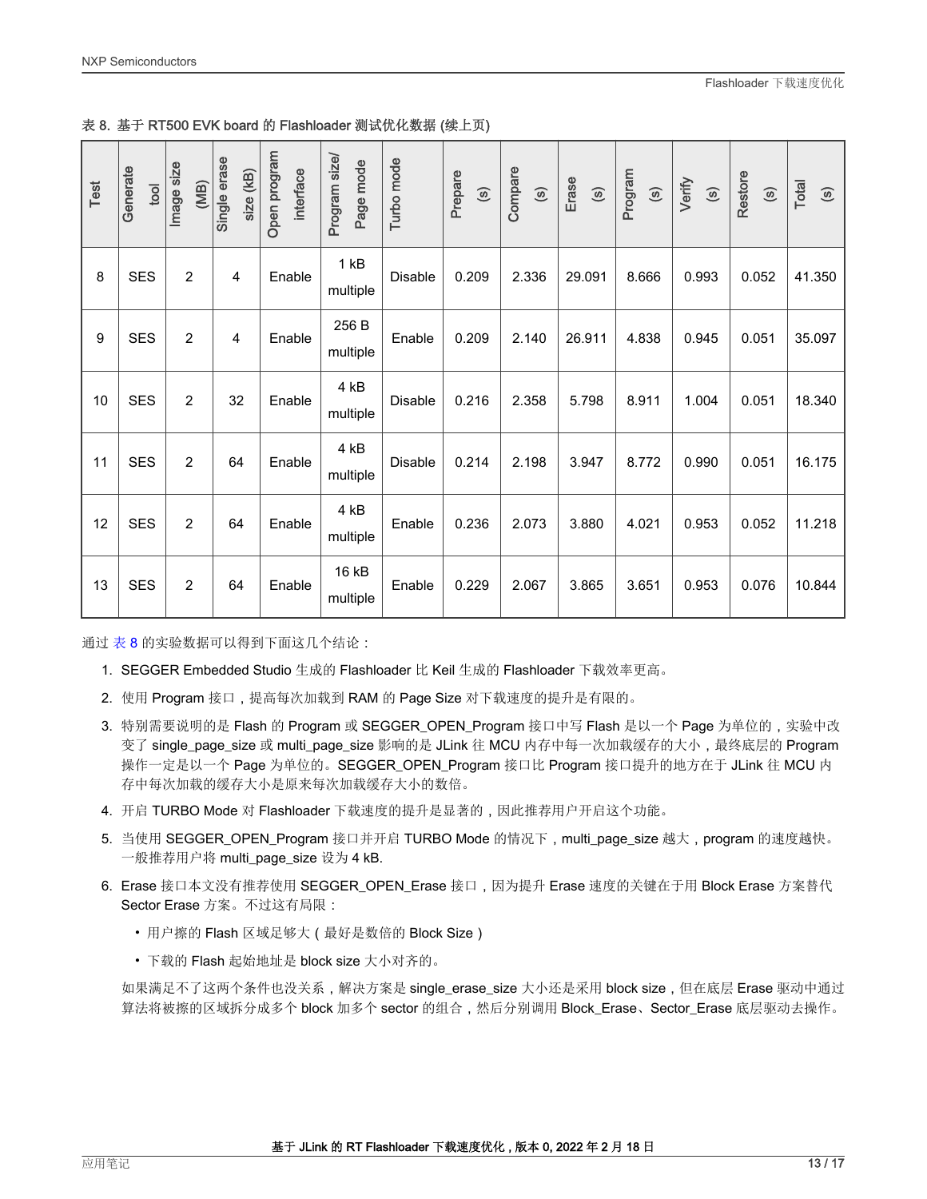表 8. 基于 RT500 EVK board 的 Flashloader 测试优化数据 (续上页)

| Test | Generate tool | Image size (MB) | Single erase size (kB) | Open program interface | Program size/ Page mode | Turbo mode | Prepare (s) | Compare (s) | Erase (s) | Program (s) | Verify (s) | Restore (s) | Total (s) |
|---|---|---|---|---|---|---|---|---|---|---|---|---|---|
| 8 | SES | 2 | 4 | Enable | 1 kB multiple | Disable | 0.209 | 2.336 | 29.091 | 8.666 | 0.993 | 0.052 | 41.350 |
| 9 | SES | 2 | 4 | Enable | 256 B multiple | Enable | 0.209 | 2.140 | 26.911 | 4.838 | 0.945 | 0.051 | 35.097 |
| 10 | SES | 2 | 32 | Enable | 4 kB multiple | Disable | 0.216 | 2.358 | 5.798 | 8.911 | 1.004 | 0.051 | 18.340 |
| 11 | SES | 2 | 64 | Enable | 4 kB multiple | Disable | 0.214 | 2.198 | 3.947 | 8.772 | 0.990 | 0.051 | 16.175 |
| 12 | SES | 2 | 64 | Enable | 4 kB multiple | Enable | 0.236 | 2.073 | 3.880 | 4.021 | 0.953 | 0.052 | 11.218 |
| 13 | SES | 2 | 64 | Enable | 16 kB multiple | Enable | 0.229 | 2.067 | 3.865 | 3.651 | 0.953 | 0.076 | 10.844 |

通过 表 8 的实验数据可以得到下面这几个结论：

1. SEGGER Embedded Studio 生成的 Flashloader 比 Keil 生成的 Flashloader 下载效率更高。
2. 使用 Program 接口，提高每次加载到 RAM 的 Page Size 对下载速度的提升是有限的。
3. 特别需要说明的是 Flash 的 Program 或 SEGGER_OPEN_Program 接口中写 Flash 是以一个 Page 为单位的，实验中改变了 single_page_size 或 multi_page_size 影响的是 JLink 往 MCU 内存中每一次加载缓存的大小，最终底层的 Program 操作一定是以一个 Page 为单位的。SEGGER_OPEN_Program 接口比 Program 接口提升的地方在于 JLink 往 MCU 内存中每次加载的缓存大小是原来每次加载缓存大小的数倍。
4. 开启 TURBO Mode 对 Flashloader 下载速度的提升是显著的，因此推荐用户开启这个功能。
5. 当使用 SEGGER_OPEN_Program 接口并开启 TURBO Mode 的情况下，multi_page_size 越大，program 的速度越快。一般推荐用户将 multi_page_size 设为 4 kB.
6. Erase 接口本文没有推荐使用 SEGGER_OPEN_Erase 接口，因为提升 Erase 速度的关键在于用 Block Erase 方案替代 Sector Erase 方案。不过这有局限：
   - 用户擦的 Flash 区域足够大（最好是数倍的 Block Size）
   - 下载的 Flash 起始地址是 block size 大小对齐的。

   如果满足不了这两个条件也没关系，解决方案是 single_erase_size 大小还是采用 block size，但在底层 Erase 驱动中通过算法将被擦的区域拆分成多个 block 加多个 sector 的组合，然后分别调用 Block_Erase、Sector_Erase 底层驱动去操作。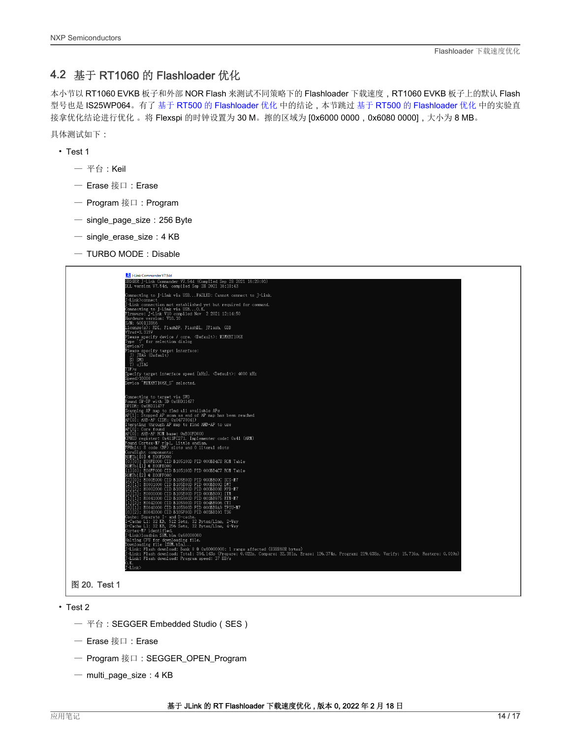## 4.2 基于 RT1060 的 Flashloader 优化

本小节以 RT1060 EVKB 板子和外部 NOR Flash 来测试不同策略下的 Flashloader 下载速度，RT1060 EVKB 板子上的默认 Flash 型号也是 IS25WP064。有了 基于 RT500 的 Flashloader 优化 中的结论，本节跳过 基于 RT500 的 Flashloader 优化 中的实验直接拿优化结论进行优化 。将 Flexspi 的时钟设置为 30 M。擦的区域为 [0x6000 0000，0x6080 0000]，大小为 8 MB。

具体测试如下：

- Test 1
  - 平台：Keil
  - Erase 接口：Erase
  - Program 接口：Program
  - single_page_size：256 Byte
  - single_erase_size：4 KB
  - TURBO MODE：Disable

```
SEGGER J-Link Commander V7.54d (Compiled Sep 28 2021 16:20:01)
DLL version V7.54d, compiled Sep 28 2021 16:18:43

Connecting to J-Link via USB...FAILED: Cannot connect to J-Link.
J-Link>connect
J-Link connection not established yet but required for command.
Connecting to J-Link via USB...O.K.
Firmware: J-Link V10 compiled Nov  2 2021 12:14:50
Hardware version: V10.10
S/N: 600133866
License(s): RDI, FlashBP, FlashDL, JFlash, GDB
VTref=3.315V
Please specify device / core. <Default>: MIMXRT106X
Type '?' for selection dialog
Device>?
Please specify target interface:
  J) JTAG (Default)
  S) SWD
  T) cJTAG
TIF>s
Specify target interface speed [kHz]. <Default>: 4000 kHz
Speed>10000
Device "MIMXRT106X_S" selected.

Connecting to target via SWD
Found SW-DP with ID 0x0BD11477
DPIDR: 0x0BD11477
Scanning AP map to find all available APs
AP[1]: Stopped AP scan as end of AP map has been reached
AP[0]: AHB-AP (IDR: 0x04770041)
Iterating through AP map to find AHB-AP to use
AP[0]: Core found
AP[0]: AHB-AP ROM base: 0xE00FD000
CPUID register: 0x411FC271. Implementer code: 0x41 (ARM)
Found Cortex-M7 r1p1, Little endian.
FPUnit: 8 code (BP) slots and 0 literal slots
CoreSight components:
ROMTbl[0] @ E00FD000
[0][0]: E00FE000 CID B105100D PID 000BB4C8 ROM Table
ROMTbl[1] @ E00FE000
[1][0]: E00FF000 CID B105100D PID 000BB4C7 ROM Table
ROMTbl[2] @ E00FF000
[2][0]: E000E000 CID B105E00D PID 000BB00C SCS-M7
[2][1]: E0001000 CID B105E00D PID 000BB002 DWT
[2][2]: E0002000 CID B105E00D PID 000BB00E FPB-M7
[2][3]: E0000000 CID B105E00D PID 000BB001 ITM
[1][1]: E0041000 CID B105900D PID 001BB975 ETM-M7
[1][2]: E0042000 CID B105900D PID 004BB906 CTI
[0][1]: E0040000 CID B105900D PID 000BB9A9 TPIU-M7
[0][2]: E0043000 CID B105F00D PID 001BB101 TSG
Cache: Separate I- and D-cache.
I-Cache L1: 32 KB, 512 Sets, 32 Bytes/Line, 2-Way
D-Cache L1: 32 KB, 256 Sets, 32 Bytes/Line, 4-Way
Cortex-M7 identified.
J-Link>loadbin 8BM.bin 0x60000000
Halting CPU for downloading file.
Downloading file [8BM.bin]...
J-Link: Flash download: Bank 0 @ 0x60000000: 1 range affected (8388608 bytes)
J-Link: Flash download: Total: 394.143s (Prepare: 0.022s, Compare: 32.381s, Erase: 126.374s, Program: 219.638s, Verify: 15.716s, Restore: 0.010s)
J-Link: Flash download: Program speed: 37 KB/s
O.K.
J-Link>
```

图 20. Test 1

- Test 2
  - 平台：SEGGER Embedded Studio（SES）
  - Erase 接口：Erase
  - Program 接口：SEGGER_OPEN_Program
  - multi_page_size：4 KB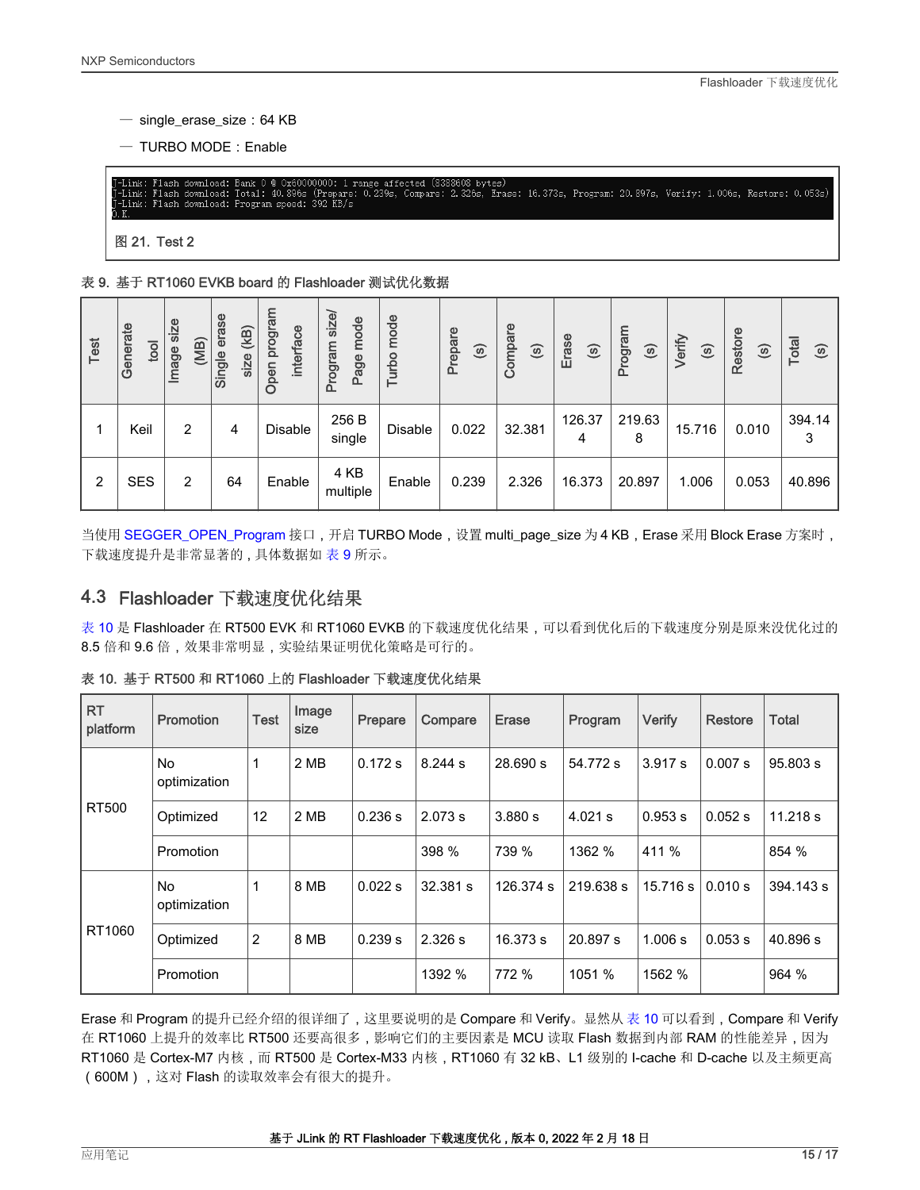— single_erase_size：64 KB

— TURBO MODE：Enable

```
J-Link: Flash download: Bank 0 @ 0x60000000: 1 range affected (8388608 bytes)
J-Link: Flash download: Total: 40.896s (Prepare: 0.239s, Compare: 2.326s, Erase: 16.373s, Program: 20.897s, Verify: 1.006s, Restore: 0.053s)
J-Link: Flash download: Program speed: 392 KB/s
O.K.
```

图 21. Test 2

表 9. 基于 RT1060 EVKB board 的 Flashloader 测试优化数据

| Test | Generate tool | Image size (MB) | Single erase size (kB) | Open program interface | Program size/ Page mode | Turbo mode | Prepare (s) | Compare (s) | Erase (s) | Program (s) | Verify (s) | Restore (s) | Total (s) |
|---|---|---|---|---|---|---|---|---|---|---|---|---|---|
| 1 | Keil | 2 | 4 | Disable | 256 B single | Disable | 0.022 | 32.381 | 126.374 | 219.638 | 15.716 | 0.010 | 394.143 |
| 2 | SES | 2 | 64 | Enable | 4 KB multiple | Enable | 0.239 | 2.326 | 16.373 | 20.897 | 1.006 | 0.053 | 40.896 |

当使用 SEGGER_OPEN_Program 接口，开启 TURBO Mode，设置 multi_page_size 为 4 KB，Erase 采用 Block Erase 方案时，下载速度提升是非常显著的，具体数据如 表 9 所示。

## 4.3 Flashloader 下载速度优化结果

表 10 是 Flashloader 在 RT500 EVK 和 RT1060 EVKB 的下载速度优化结果，可以看到优化后的下载速度分别是原来没优化过的 8.5 倍和 9.6 倍，效果非常明显，实验结果证明优化策略是可行的。

表 10. 基于 RT500 和 RT1060 上的 Flashloader 下载速度优化结果

| RT platform | Promotion | Test | Image size | Prepare | Compare | Erase | Program | Verify | Restore | Total |
|---|---|---|---|---|---|---|---|---|---|---|
| RT500 | No optimization | 1 | 2 MB | 0.172 s | 8.244 s | 28.690 s | 54.772 s | 3.917 s | 0.007 s | 95.803 s |
| | Optimized | 12 | 2 MB | 0.236 s | 2.073 s | 3.880 s | 4.021 s | 0.953 s | 0.052 s | 11.218 s |
| | Promotion | | | | 398 % | 739 % | 1362 % | 411 % | | 854 % |
| RT1060 | No optimization | 1 | 8 MB | 0.022 s | 32.381 s | 126.374 s | 219.638 s | 15.716 s | 0.010 s | 394.143 s |
| | Optimized | 2 | 8 MB | 0.239 s | 2.326 s | 16.373 s | 20.897 s | 1.006 s | 0.053 s | 40.896 s |
| | Promotion | | | | 1392 % | 772 % | 1051 % | 1562 % | | 964 % |

Erase 和 Program 的提升已经介绍的很详细了，这里要说明的是 Compare 和 Verify。显然从 表 10 可以看到，Compare 和 Verify 在 RT1060 上提升的效率比 RT500 还要高很多，影响它们的主要因素是 MCU 读取 Flash 数据到内部 RAM 的性能差异，因为 RT1060 是 Cortex-M7 内核，而 RT500 是 Cortex-M33 内核，RT1060 有 32 kB、L1 级别的 I-cache 和 D-cache 以及主频更高（600M），这对 Flash 的读取效率会有很大的提升。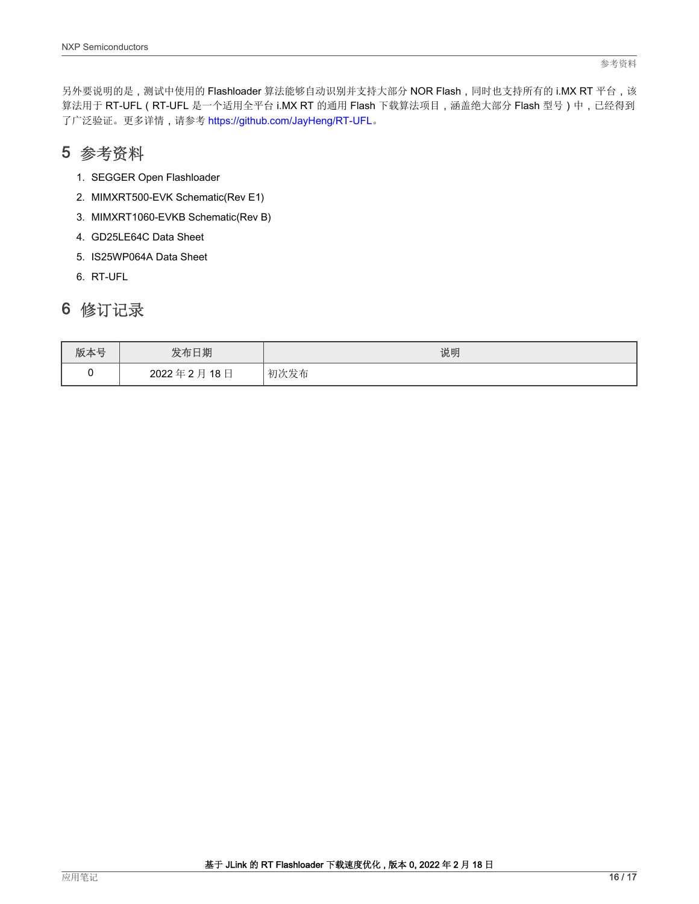另外要说明的是，测试中使用的 Flashloader 算法能够自动识别并支持大部分 NOR Flash，同时也支持所有的 i.MX RT 平台，该算法用于 RT-UFL（RT-UFL 是一个适用全平台 i.MX RT 的通用 Flash 下载算法项目，涵盖绝大部分 Flash 型号）中，已经得到了广泛验证。更多详情，请参考 https://github.com/JayHeng/RT-UFL。

## 5 参考资料

1. SEGGER Open Flashloader
2. MIMXRT500-EVK Schematic(Rev E1)
3. MIMXRT1060-EVKB Schematic(Rev B)
4. GD25LE64C Data Sheet
5. IS25WP064A Data Sheet
6. RT-UFL

## 6 修订记录

| 版本号 | 发布日期 | 说明 |
| --- | --- | --- |
| 0 | 2022 年 2 月 18 日 | 初次发布 |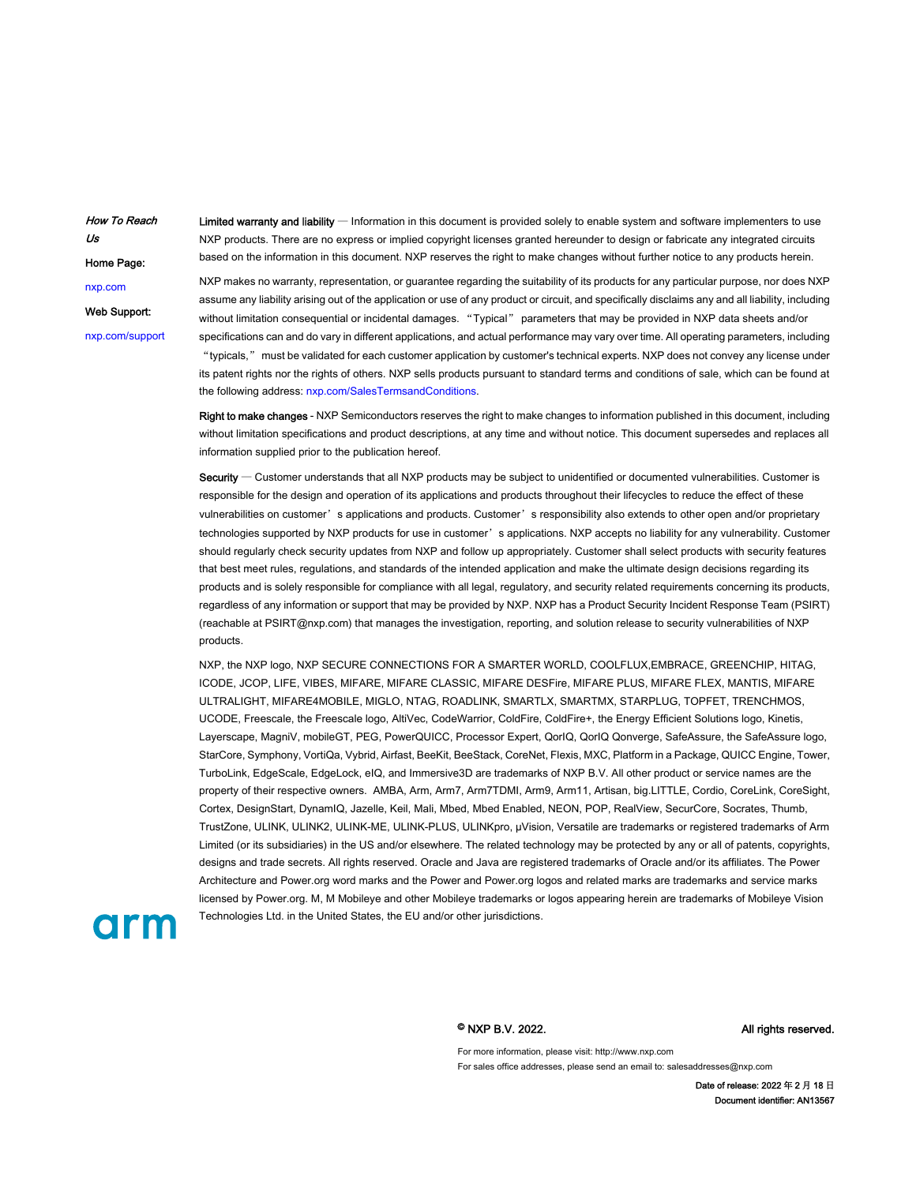*How To Reach Us*

**Home Page:**

nxp.com

**Web Support:**

nxp.com/support

**Limited warranty and liability** — Information in this document is provided solely to enable system and software implementers to use NXP products. There are no express or implied copyright licenses granted hereunder to design or fabricate any integrated circuits based on the information in this document. NXP reserves the right to make changes without further notice to any products herein.

NXP makes no warranty, representation, or guarantee regarding the suitability of its products for any particular purpose, nor does NXP assume any liability arising out of the application or use of any product or circuit, and specifically disclaims any and all liability, including without limitation consequential or incidental damages. "Typical" parameters that may be provided in NXP data sheets and/or specifications can and do vary in different applications, and actual performance may vary over time. All operating parameters, including "typicals," must be validated for each customer application by customer's technical experts. NXP does not convey any license under its patent rights nor the rights of others. NXP sells products pursuant to standard terms and conditions of sale, which can be found at the following address: nxp.com/SalesTermsandConditions.

**Right to make changes** - NXP Semiconductors reserves the right to make changes to information published in this document, including without limitation specifications and product descriptions, at any time and without notice. This document supersedes and replaces all information supplied prior to the publication hereof.

**Security** — Customer understands that all NXP products may be subject to unidentified or documented vulnerabilities. Customer is responsible for the design and operation of its applications and products throughout their lifecycles to reduce the effect of these vulnerabilities on customer's applications and products. Customer's responsibility also extends to other open and/or proprietary technologies supported by NXP products for use in customer's applications. NXP accepts no liability for any vulnerability. Customer should regularly check security updates from NXP and follow up appropriately. Customer shall select products with security features that best meet rules, regulations, and standards of the intended application and make the ultimate design decisions regarding its products and is solely responsible for compliance with all legal, regulatory, and security related requirements concerning its products, regardless of any information or support that may be provided by NXP. NXP has a Product Security Incident Response Team (PSIRT) (reachable at PSIRT@nxp.com) that manages the investigation, reporting, and solution release to security vulnerabilities of NXP products.

NXP, the NXP logo, NXP SECURE CONNECTIONS FOR A SMARTER WORLD, COOLFLUX,EMBRACE, GREENCHIP, HITAG, ICODE, JCOP, LIFE, VIBES, MIFARE, MIFARE CLASSIC, MIFARE DESFire, MIFARE PLUS, MIFARE FLEX, MANTIS, MIFARE ULTRALIGHT, MIFARE4MOBILE, MIGLO, NTAG, ROADLINK, SMARTLX, SMARTMX, STARPLUG, TOPFET, TRENCHMOS, UCODE, Freescale, the Freescale logo, AltiVec, CodeWarrior, ColdFire, ColdFire+, the Energy Efficient Solutions logo, Kinetis, Layerscape, MagniV, mobileGT, PEG, PowerQUICC, Processor Expert, QorIQ, QorIQ Qonverge, SafeAssure, the SafeAssure logo, StarCore, Symphony, VortiQa, Vybrid, Airfast, BeeKit, BeeStack, CoreNet, Flexis, MXC, Platform in a Package, QUICC Engine, Tower, TurboLink, EdgeScale, EdgeLock, eIQ, and Immersive3D are trademarks of NXP B.V. All other product or service names are the property of their respective owners. AMBA, Arm, Arm7, Arm7TDMI, Arm9, Arm11, Artisan, big.LITTLE, Cordio, CoreLink, CoreSight, Cortex, DesignStart, DynamIQ, Jazelle, Keil, Mali, Mbed, Mbed Enabled, NEON, POP, RealView, SecurCore, Socrates, Thumb, TrustZone, ULINK, ULINK2, ULINK-ME, ULINK-PLUS, ULINKpro, µVision, Versatile are trademarks or registered trademarks of Arm Limited (or its subsidiaries) in the US and/or elsewhere. The related technology may be protected by any or all of patents, copyrights, designs and trade secrets. All rights reserved. Oracle and Java are registered trademarks of Oracle and/or its affiliates. The Power Architecture and Power.org word marks and the Power and Power.org logos and related marks are trademarks and service marks licensed by Power.org. M, M Mobileye and other Mobileye trademarks or logos appearing herein are trademarks of Mobileye Vision Technologies Ltd. in the United States, the EU and/or other jurisdictions.

arm

© NXP B.V. 2022. All rights reserved.

For more information, please visit: http://www.nxp.com

For sales office addresses, please send an email to: salesaddresses@nxp.com

Date of release: 2022 年 2 月 18 日

Document identifier: AN13567